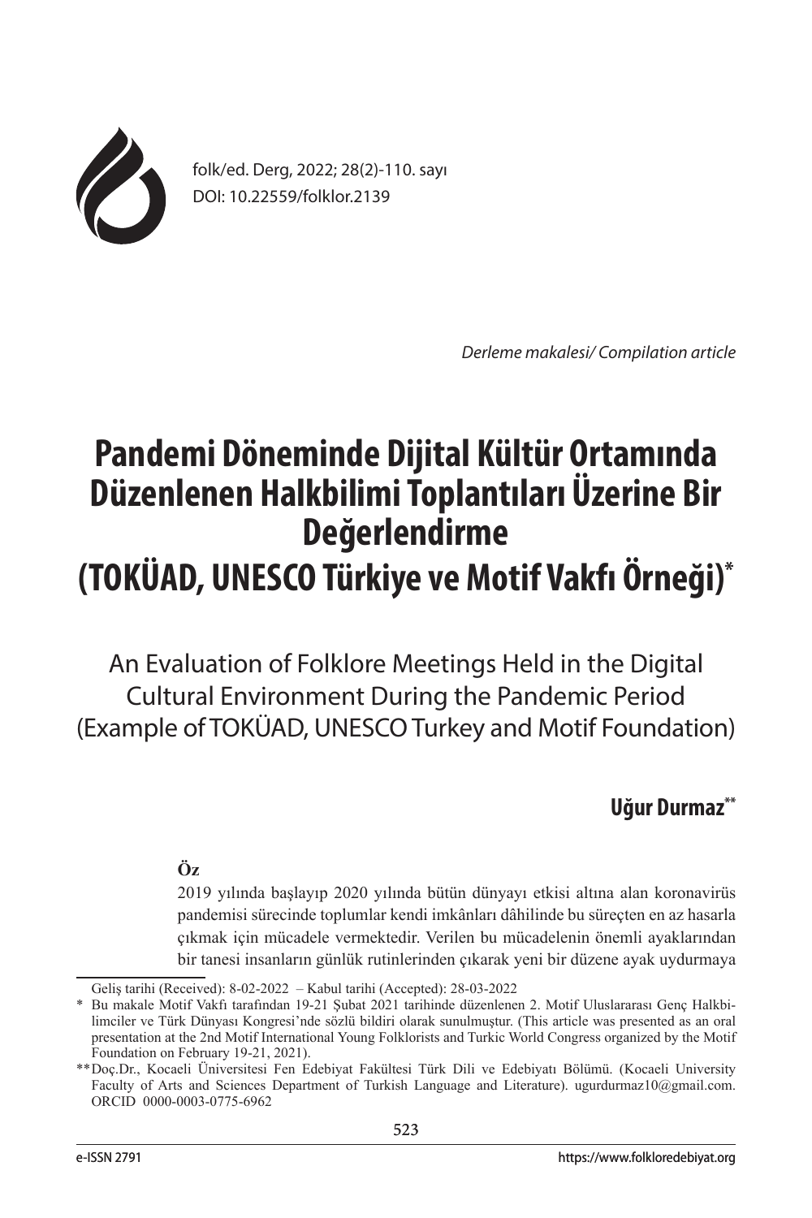*Derleme makalesi/ Compilation article*

# Pandemi Döneminde Dijital Kültür Ortamında Düzenlenen Halkbilimi Toplantıları Üzerine Bir Değerlendirme (TOKÜAD, UNESCO Türkiye ve Motif Vakfı Örneği)*

An Evaluation of Folklore Meetings Held in the Digital Cultural Environment During the Pandemic Period (Example of TOKÜAD, UNESCO Turkey and Motif Foundation)

**Uğur Durmaz****

**Öz**

2019 yılında başlayıp 2020 yılında bütün dünyayı etkisi altına alan koronavirüs pandemisi sürecinde toplumlar kendi imkânları dâhilinde bu süreçten en az hasarla çıkmak için mücadele vermektedir. Verilen bu mücadelenin önemli ayaklarından bir tanesi insanların günlük rutinlerinden çıkarak yeni bir düzene ayak uydurmaya

---

Geliş tarihi (Received): 8-02-2022 – Kabul tarihi (Accepted): 28-03-2022

\* Bu makale Motif Vakfı tarafından 19-21 Şubat 2021 tarihinde düzenlenen 2. Motif Uluslararası Genç Halkbilimciler ve Türk Dünyası Kongresi'nde sözlü bildiri olarak sunulmuştur. (This article was presented as an oral presentation at the 2nd Motif International Young Folklorists and Turkic World Congress organized by the Motif Foundation on February 19-21, 2021).

\*\* Doç.Dr., Kocaeli Üniversitesi Fen Edebiyat Fakültesi Türk Dili ve Edebiyatı Bölümü. (Kocaeli University Faculty of Arts and Sciences Department of Turkish Language and Literature). ugurdurmaz10@gmail.com. ORCID 0000-0003-0775-6962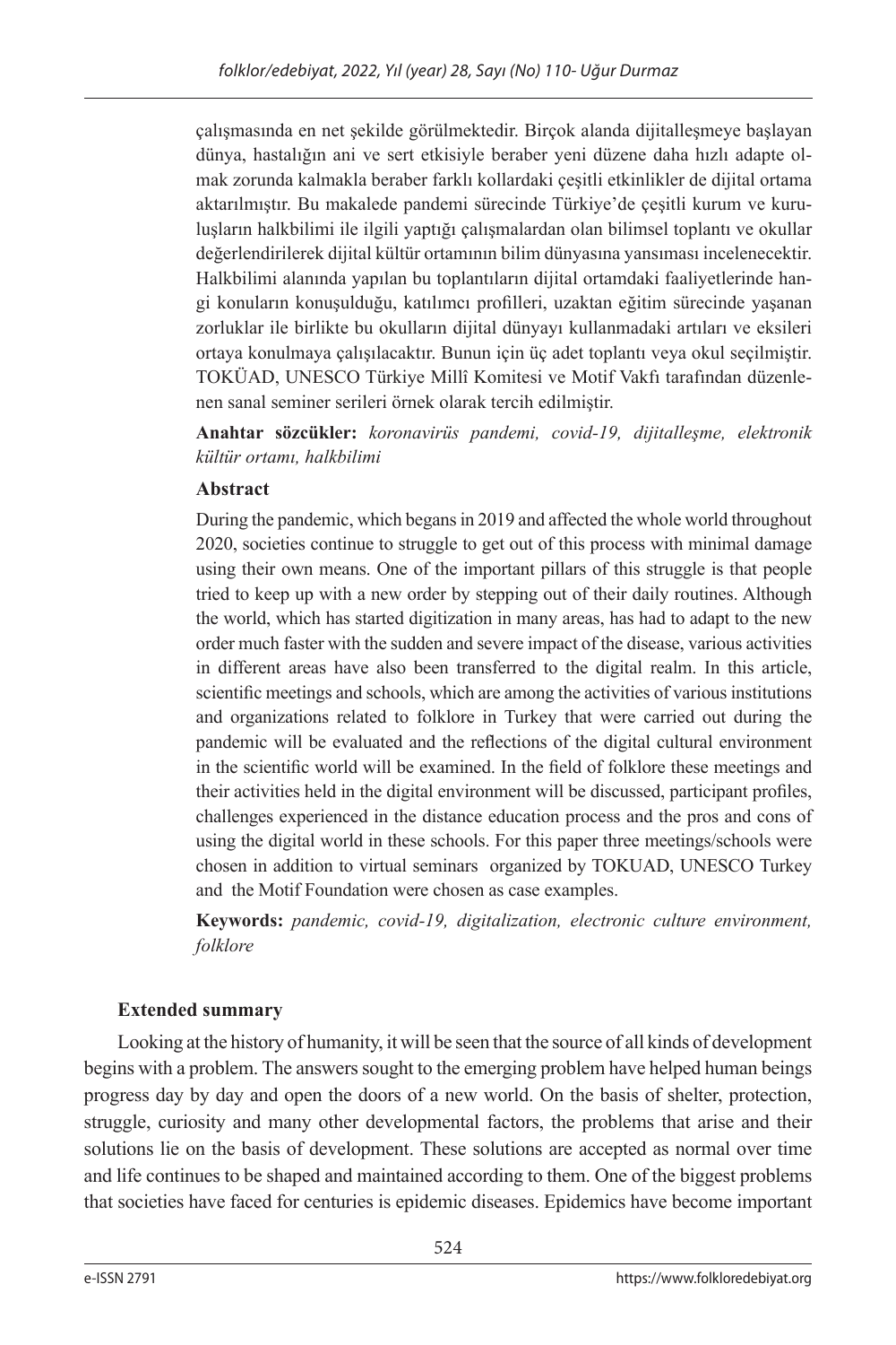çalışmasında en net şekilde görülmektedir. Birçok alanda dijitalleşmeye başlayan dünya, hastalığın ani ve sert etkisiyle beraber yeni düzene daha hızlı adapte olmak zorunda kalmakla beraber farklı kollardaki çeşitli etkinlikler de dijital ortama aktarılmıştır. Bu makalede pandemi sürecinde Türkiye'de çeşitli kurum ve kuruluşların halkbilimi ile ilgili yaptığı çalışmalardan olan bilimsel toplantı ve okullar değerlendirilerek dijital kültür ortamının bilim dünyasına yansıması incelenecektir. Halkbilimi alanında yapılan bu toplantıların dijital ortamdaki faaliyetlerinde hangi konuların konuşulduğu, katılımcı profilleri, uzaktan eğitim sürecinde yaşanan zorluklar ile birlikte bu okulların dijital dünyayı kullanmadaki artıları ve eksileri ortaya konulmaya çalışılacaktır. Bunun için üç adet toplantı veya okul seçilmiştir. TOKÜAD, UNESCO Türkiye Millî Komitesi ve Motif Vakfı tarafından düzenlenen sanal seminer serileri örnek olarak tercih edilmiştir.

**Anahtar sözcükler:** *koronavirüs pandemi, covid-19, dijitalleşme, elektronik kültür ortamı, halkbilimi*

**Abstract**

During the pandemic, which begans in 2019 and affected the whole world throughout 2020, societies continue to struggle to get out of this process with minimal damage using their own means. One of the important pillars of this struggle is that people tried to keep up with a new order by stepping out of their daily routines. Although the world, which has started digitization in many areas, has had to adapt to the new order much faster with the sudden and severe impact of the disease, various activities in different areas have also been transferred to the digital realm. In this article, scientific meetings and schools, which are among the activities of various institutions and organizations related to folklore in Turkey that were carried out during the pandemic will be evaluated and the reflections of the digital cultural environment in the scientific world will be examined. In the field of folklore these meetings and their activities held in the digital environment will be discussed, participant profiles, challenges experienced in the distance education process and the pros and cons of using the digital world in these schools. For this paper three meetings/schools were chosen in addition to virtual seminars organized by TOKUAD, UNESCO Turkey and the Motif Foundation were chosen as case examples.

**Keywords:** *pandemic, covid-19, digitalization, electronic culture environment, folklore*

**Extended summary**

Looking at the history of humanity, it will be seen that the source of all kinds of development begins with a problem. The answers sought to the emerging problem have helped human beings progress day by day and open the doors of a new world. On the basis of shelter, protection, struggle, curiosity and many other developmental factors, the problems that arise and their solutions lie on the basis of development. These solutions are accepted as normal over time and life continues to be shaped and maintained according to them. One of the biggest problems that societies have faced for centuries is epidemic diseases. Epidemics have become important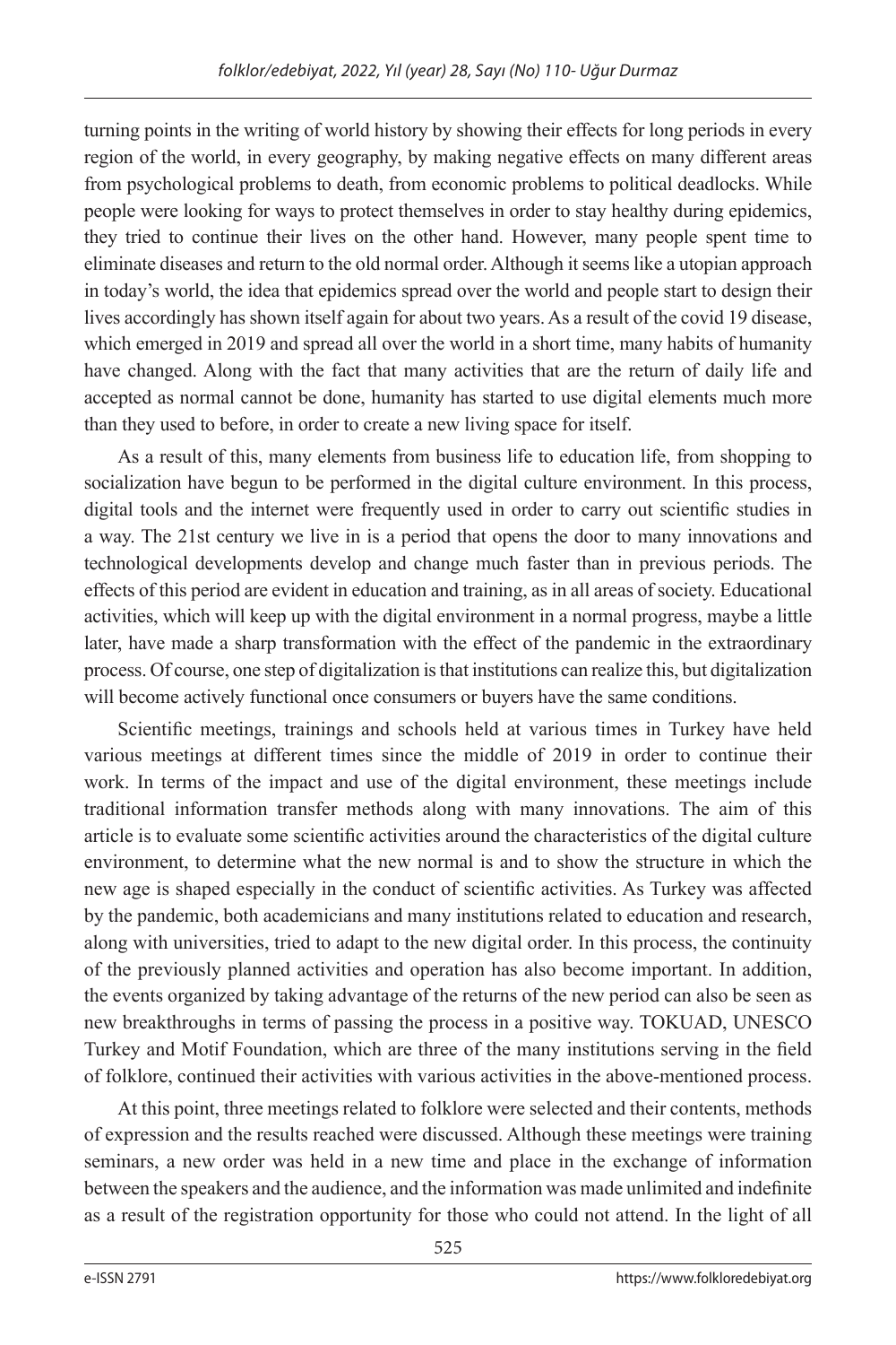turning points in the writing of world history by showing their effects for long periods in every region of the world, in every geography, by making negative effects on many different areas from psychological problems to death, from economic problems to political deadlocks. While people were looking for ways to protect themselves in order to stay healthy during epidemics, they tried to continue their lives on the other hand. However, many people spent time to eliminate diseases and return to the old normal order. Although it seems like a utopian approach in today's world, the idea that epidemics spread over the world and people start to design their lives accordingly has shown itself again for about two years. As a result of the covid 19 disease, which emerged in 2019 and spread all over the world in a short time, many habits of humanity have changed. Along with the fact that many activities that are the return of daily life and accepted as normal cannot be done, humanity has started to use digital elements much more than they used to before, in order to create a new living space for itself.

As a result of this, many elements from business life to education life, from shopping to socialization have begun to be performed in the digital culture environment. In this process, digital tools and the internet were frequently used in order to carry out scientific studies in a way. The 21st century we live in is a period that opens the door to many innovations and technological developments develop and change much faster than in previous periods. The effects of this period are evident in education and training, as in all areas of society. Educational activities, which will keep up with the digital environment in a normal progress, maybe a little later, have made a sharp transformation with the effect of the pandemic in the extraordinary process. Of course, one step of digitalization is that institutions can realize this, but digitalization will become actively functional once consumers or buyers have the same conditions.

Scientific meetings, trainings and schools held at various times in Turkey have held various meetings at different times since the middle of 2019 in order to continue their work. In terms of the impact and use of the digital environment, these meetings include traditional information transfer methods along with many innovations. The aim of this article is to evaluate some scientific activities around the characteristics of the digital culture environment, to determine what the new normal is and to show the structure in which the new age is shaped especially in the conduct of scientific activities. As Turkey was affected by the pandemic, both academicians and many institutions related to education and research, along with universities, tried to adapt to the new digital order. In this process, the continuity of the previously planned activities and operation has also become important. In addition, the events organized by taking advantage of the returns of the new period can also be seen as new breakthroughs in terms of passing the process in a positive way. TOKUAD, UNESCO Turkey and Motif Foundation, which are three of the many institutions serving in the field of folklore, continued their activities with various activities in the above-mentioned process.

At this point, three meetings related to folklore were selected and their contents, methods of expression and the results reached were discussed. Although these meetings were training seminars, a new order was held in a new time and place in the exchange of information between the speakers and the audience, and the information was made unlimited and indefinite as a result of the registration opportunity for those who could not attend. In the light of all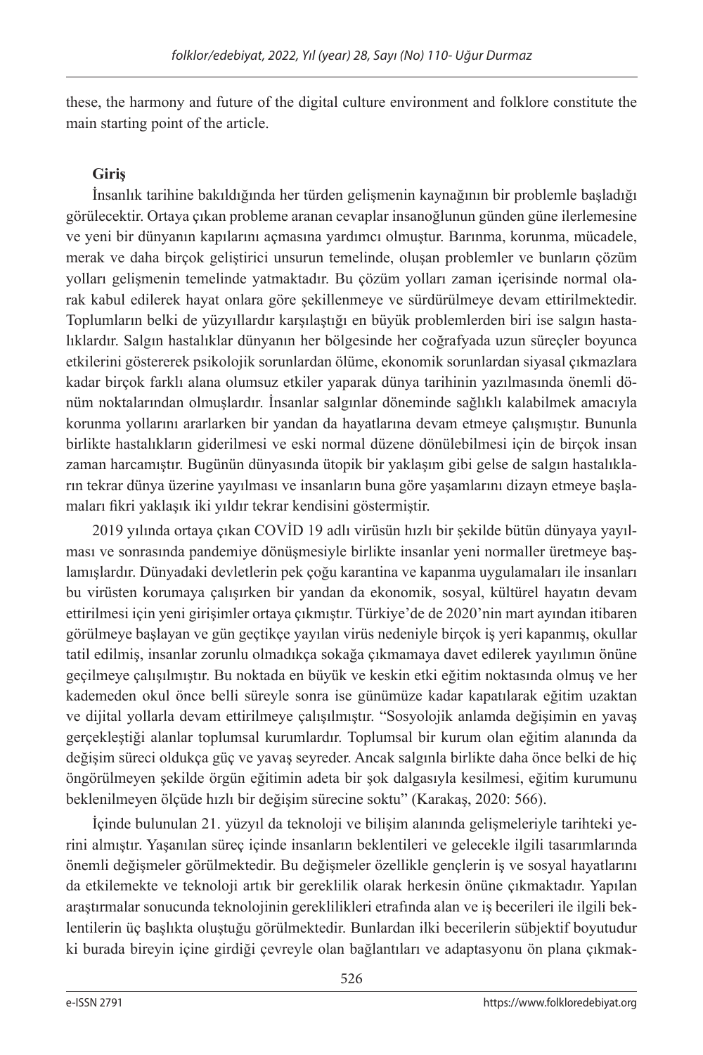these, the harmony and future of the digital culture environment and folklore constitute the main starting point of the article.

**Giriş**

İnsanlık tarihine bakıldığında her türden gelişmenin kaynağının bir problemle başladığı görülecektir. Ortaya çıkan probleme aranan cevaplar insanoğlunun günden güne ilerlemesine ve yeni bir dünyanın kapılarını açmasına yardımcı olmuştur. Barınma, korunma, mücadele, merak ve daha birçok geliştirici unsurun temelinde, oluşan problemler ve bunların çözüm yolları gelişmenin temelinde yatmaktadır. Bu çözüm yolları zaman içerisinde normal olarak kabul edilerek hayat onlara göre şekillenmeye ve sürdürülmeye devam ettirilmektedir. Toplumların belki de yüzyıllardır karşılaştığı en büyük problemlerden biri ise salgın hastalıklardır. Salgın hastalıklar dünyanın her bölgesinde her coğrafyada uzun süreçler boyunca etkilerini göstererek psikolojik sorunlardan ölüme, ekonomik sorunlardan siyasal çıkmazlara kadar birçok farklı alana olumsuz etkiler yaparak dünya tarihinin yazılmasında önemli dönüm noktalarından olmuşlardır. İnsanlar salgınlar döneminde sağlıklı kalabilmek amacıyla korunma yollarını ararlarken bir yandan da hayatlarına devam etmeye çalışmıştır. Bununla birlikte hastalıkların giderilmesi ve eski normal düzene dönülebilmesi için de birçok insan zaman harcamıştır. Bugünün dünyasında ütopik bir yaklaşım gibi gelse de salgın hastalıkların tekrar dünya üzerine yayılması ve insanların buna göre yaşamlarını dizayn etmeye başlamaları fikri yaklaşık iki yıldır tekrar kendisini göstermiştir.

2019 yılında ortaya çıkan COVİD 19 adlı virüsün hızlı bir şekilde bütün dünyaya yayılması ve sonrasında pandemiye dönüşmesiyle birlikte insanlar yeni normaller üretmeye başlamışlardır. Dünyadaki devletlerin pek çoğu karantina ve kapanma uygulamaları ile insanları bu virüsten korumaya çalışırken bir yandan da ekonomik, sosyal, kültürel hayatın devam ettirilmesi için yeni girişimler ortaya çıkmıştır. Türkiye'de de 2020'nin mart ayından itibaren görülmeye başlayan ve gün geçtikçe yayılan virüs nedeniyle birçok iş yeri kapanmış, okullar tatil edilmiş, insanlar zorunlu olmadıkça sokağa çıkmamaya davet edilerek yayılımın önüne geçilmeye çalışılmıştır. Bu noktada en büyük ve keskin etki eğitim noktasında olmuş ve her kademeden okul önce belli süreyle sonra ise günümüze kadar kapatılarak eğitim uzaktan ve dijital yollarla devam ettirilmeye çalışılmıştır. "Sosyolojik anlamda değişimin en yavaş gerçekleştiği alanlar toplumsal kurumlardır. Toplumsal bir kurum olan eğitim alanında da değişim süreci oldukça güç ve yavaş seyreder. Ancak salgınla birlikte daha önce belki de hiç öngörülmeyen şekilde örgün eğitimin adeta bir şok dalgasıyla kesilmesi, eğitim kurumunu beklenilmeyen ölçüde hızlı bir değişim sürecine soktu" (Karakaş, 2020: 566).

İçinde bulunulan 21. yüzyıl da teknoloji ve bilişim alanında gelişmeleriyle tarihteki yerini almıştır. Yaşanılan süreç içinde insanların beklentileri ve gelecekle ilgili tasarımlarında önemli değişmeler görülmektedir. Bu değişmeler özellikle gençlerin iş ve sosyal hayatlarını da etkilemekte ve teknoloji artık bir gereklilik olarak herkesin önüne çıkmaktadır. Yapılan araştırmalar sonucunda teknolojinin gereklilikleri etrafında alan ve iş becerileri ile ilgili beklentilerin üç başlıkta oluştuğu görülmektedir. Bunlardan ilki becerilerin sübjektif boyutudur ki burada bireyin içine girdiği çevreyle olan bağlantıları ve adaptasyonu ön plana çıkmak-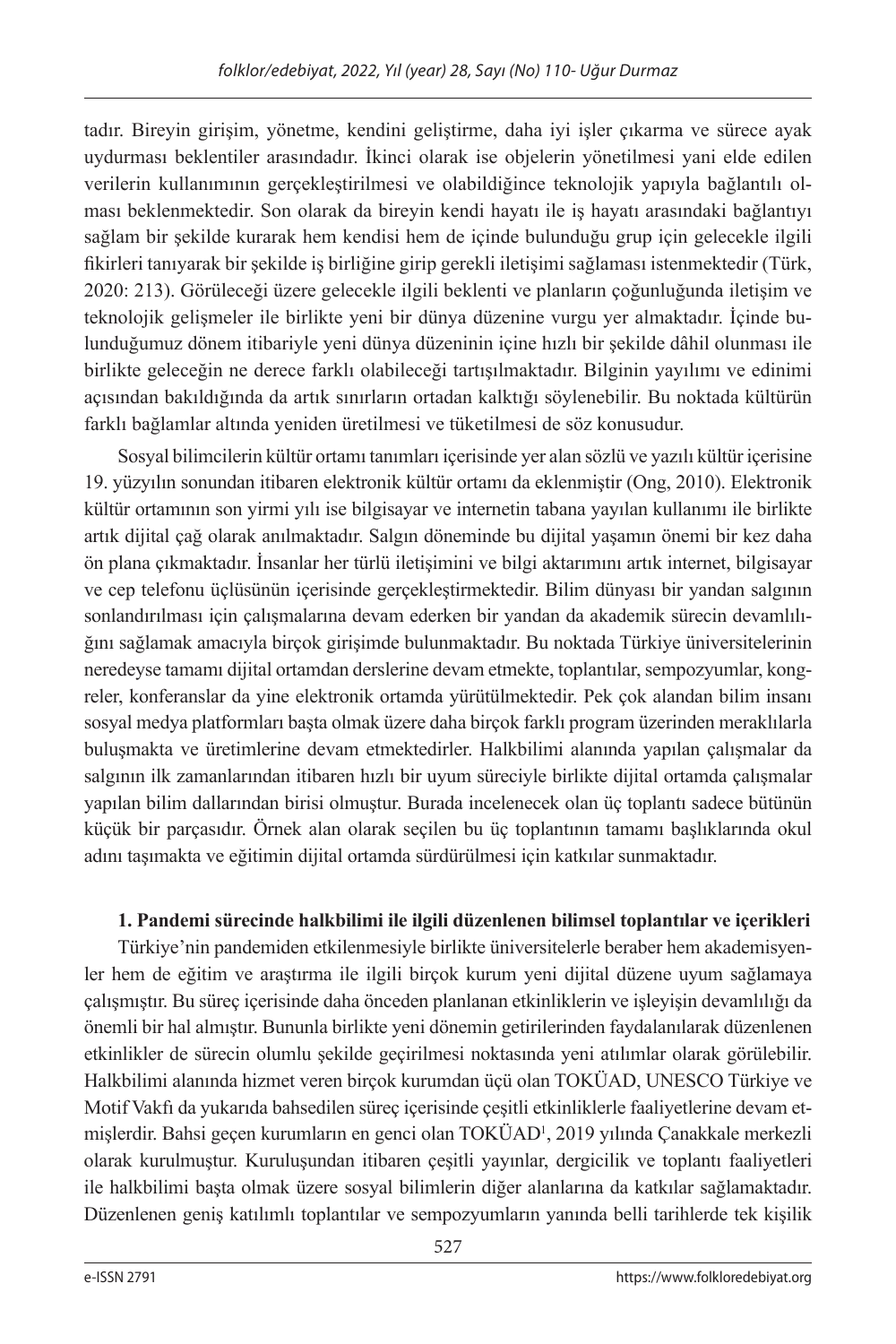tadır. Bireyin girişim, yönetme, kendini geliştirme, daha iyi işler çıkarma ve sürece ayak uydurması beklentiler arasındadır. İkinci olarak ise objelerin yönetilmesi yani elde edilen verilerin kullanımının gerçekleştirilmesi ve olabildiğince teknolojik yapıyla bağlantılı olması beklenmektedir. Son olarak da bireyin kendi hayatı ile iş hayatı arasındaki bağlantıyı sağlam bir şekilde kurarak hem kendisi hem de içinde bulunduğu grup için gelecekle ilgili fikirleri tanıyarak bir şekilde iş birliğine girip gerekli iletişimi sağlaması istenmektedir (Türk, 2020: 213). Görüleceği üzere gelecekle ilgili beklenti ve planların çoğunluğunda iletişim ve teknolojik gelişmeler ile birlikte yeni bir dünya düzenine vurgu yer almaktadır. İçinde bulunduğumuz dönem itibariyle yeni dünya düzeninin içine hızlı bir şekilde dâhil olunması ile birlikte geleceğin ne derece farklı olabileceği tartışılmaktadır. Bilginin yayılımı ve edinimi açısından bakıldığında da artık sınırların ortadan kalktığı söylenebilir. Bu noktada kültürün farklı bağlamlar altında yeniden üretilmesi ve tüketilmesi de söz konusudur.

Sosyal bilimcilerin kültür ortamı tanımları içerisinde yer alan sözlü ve yazılı kültür içerisine 19. yüzyılın sonundan itibaren elektronik kültür ortamı da eklenmiştir (Ong, 2010). Elektronik kültür ortamının son yirmi yılı ise bilgisayar ve internetin tabana yayılan kullanımı ile birlikte artık dijital çağ olarak anılmaktadır. Salgın döneminde bu dijital yaşamın önemi bir kez daha ön plana çıkmaktadır. İnsanlar her türlü iletişimini ve bilgi aktarımını artık internet, bilgisayar ve cep telefonu üçlüsünün içerisinde gerçekleştirmektedir. Bilim dünyası bir yandan salgının sonlandırılması için çalışmalarına devam ederken bir yandan da akademik sürecin devamlılığını sağlamak amacıyla birçok girişimde bulunmaktadır. Bu noktada Türkiye üniversitelerinin neredeyse tamamı dijital ortamdan derslerine devam etmekte, toplantılar, sempozyumlar, kongreler, konferanslar da yine elektronik ortamda yürütülmektedir. Pek çok alandan bilim insanı sosyal medya platformları başta olmak üzere daha birçok farklı program üzerinden meraklılarla buluşmakta ve üretimlerine devam etmektedirler. Halkbilimi alanında yapılan çalışmalar da salgının ilk zamanlarından itibaren hızlı bir uyum süreciyle birlikte dijital ortamda çalışmalar yapılan bilim dallarından birisi olmuştur. Burada incelenecek olan üç toplantı sadece bütünün küçük bir parçasıdır. Örnek alan olarak seçilen bu üç toplantının tamamı başlıklarında okul adını taşımakta ve eğitimin dijital ortamda sürdürülmesi için katkılar sunmaktadır.

**1. Pandemi sürecinde halkbilimi ile ilgili düzenlenen bilimsel toplantılar ve içerikleri**

Türkiye'nin pandemiden etkilenmesiyle birlikte üniversitelerle beraber hem akademisyenler hem de eğitim ve araştırma ile ilgili birçok kurum yeni dijital düzene uyum sağlamaya çalışmıştır. Bu süreç içerisinde daha önceden planlanan etkinliklerin ve işleyişin devamlılığı da önemli bir hal almıştır. Bununla birlikte yeni dönemin getirilerinden faydalanılarak düzenlenen etkinlikler de sürecin olumlu şekilde geçirilmesi noktasında yeni atılımlar olarak görülebilir. Halkbilimi alanında hizmet veren birçok kurumdan üçü olan TOKÜAD, UNESCO Türkiye ve Motif Vakfı da yukarıda bahsedilen süreç içerisinde çeşitli etkinliklerle faaliyetlerine devam etmişlerdir. Bahsi geçen kurumların en genci olan TOKÜAD[1], 2019 yılında Çanakkale merkezli olarak kurulmuştur. Kuruluşundan itibaren çeşitli yayınlar, dergicilik ve toplantı faaliyetleri ile halkbilimi başta olmak üzere sosyal bilimlerin diğer alanlarına da katkılar sağlamaktadır. Düzenlenen geniş katılımlı toplantılar ve sempozyumların yanında belli tarihlerde tek kişilik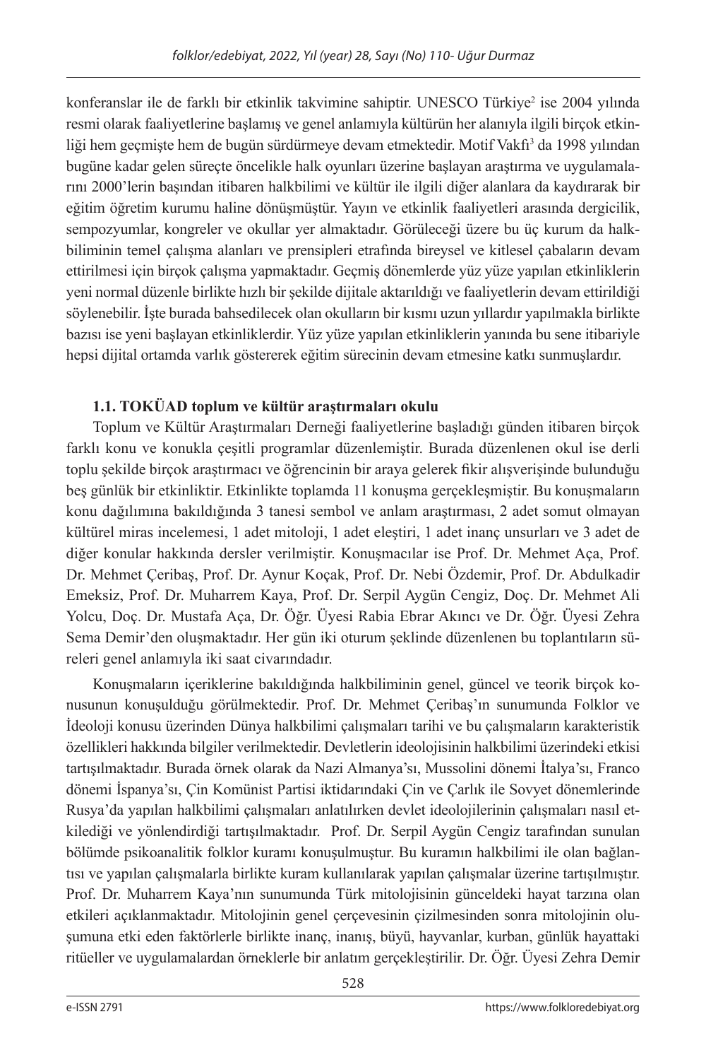konferanslar ile de farklı bir etkinlik takvimine sahiptir. UNESCO Türkiye[2] ise 2004 yılında resmi olarak faaliyetlerine başlamış ve genel anlamıyla kültürün her alanıyla ilgili birçok etkinliği hem geçmişte hem de bugün sürdürmeye devam etmektedir. Motif Vakfı[3] da 1998 yılından bugüne kadar gelen süreçte öncelikle halk oyunları üzerine başlayan araştırma ve uygulamalarını 2000'lerin başından itibaren halkbilimi ve kültür ile ilgili diğer alanlara da kaydırarak bir eğitim öğretim kurumu haline dönüşmüştür. Yayın ve etkinlik faaliyetleri arasında dergicilik, sempozyumlar, kongreler ve okullar yer almaktadır. Görüleceği üzere bu üç kurum da halkbiliminin temel çalışma alanları ve prensipleri etrafında bireysel ve kitlesel çabaların devam ettirilmesi için birçok çalışma yapmaktadır. Geçmiş dönemlerde yüz yüze yapılan etkinliklerin yeni normal düzenle birlikte hızlı bir şekilde dijitale aktarıldığı ve faaliyetlerin devam ettirildiği söylenebilir. İşte burada bahsedilecek olan okulların bir kısmı uzun yıllardır yapılmakla birlikte bazısı ise yeni başlayan etkinliklerdir. Yüz yüze yapılan etkinliklerin yanında bu sene itibariyle hepsi dijital ortamda varlık göstererek eğitim sürecinin devam etmesine katkı sunmuşlardır.

### 1.1. TOKÜAD toplum ve kültür araştırmaları okulu

Toplum ve Kültür Araştırmaları Derneği faaliyetlerine başladığı günden itibaren birçok farklı konu ve konukla çeşitli programlar düzenlemiştir. Burada düzenlenen okul ise derli toplu şekilde birçok araştırmacı ve öğrencinin bir araya gelerek fikir alışverişinde bulunduğu beş günlük bir etkinliktir. Etkinlikte toplamda 11 konuşma gerçekleşmiştir. Bu konuşmaların konu dağılımına bakıldığında 3 tanesi sembol ve anlam araştırması, 2 adet somut olmayan kültürel miras incelemesi, 1 adet mitoloji, 1 adet eleştiri, 1 adet inanç unsurları ve 3 adet de diğer konular hakkında dersler verilmiştir. Konuşmacılar ise Prof. Dr. Mehmet Aça, Prof. Dr. Mehmet Çeribaş, Prof. Dr. Aynur Koçak, Prof. Dr. Nebi Özdemir, Prof. Dr. Abdulkadir Emeksiz, Prof. Dr. Muharrem Kaya, Prof. Dr. Serpil Aygün Cengiz, Doç. Dr. Mehmet Ali Yolcu, Doç. Dr. Mustafa Aça, Dr. Öğr. Üyesi Rabia Ebrar Akıncı ve Dr. Öğr. Üyesi Zehra Sema Demir'den oluşmaktadır. Her gün iki oturum şeklinde düzenlenen bu toplantıların süreleri genel anlamıyla iki saat civarındadır.

Konuşmaların içeriklerine bakıldığında halkbiliminin genel, güncel ve teorik birçok konusunun konuşulduğu görülmektedir. Prof. Dr. Mehmet Çeribaş'ın sunumunda Folklor ve İdeoloji konusu üzerinden Dünya halkbilimi çalışmaları tarihi ve bu çalışmaların karakteristik özellikleri hakkında bilgiler verilmektedir. Devletlerin ideolojisinin halkbilimi üzerindeki etkisi tartışılmaktadır. Burada örnek olarak da Nazi Almanya'sı, Mussolini dönemi İtalya'sı, Franco dönemi İspanya'sı, Çin Komünist Partisi iktidarındaki Çin ve Çarlık ile Sovyet dönemlerinde Rusya'da yapılan halkbilimi çalışmaları anlatılırken devlet ideolojilerinin çalışmaları nasıl etkilediği ve yönlendirdiği tartışılmaktadır. Prof. Dr. Serpil Aygün Cengiz tarafından sunulan bölümde psikoanalitik folklor kuramı konuşulmuştur. Bu kuramın halkbilimi ile olan bağlantısı ve yapılan çalışmalarla birlikte kuram kullanılarak yapılan çalışmalar üzerine tartışılmıştır. Prof. Dr. Muharrem Kaya'nın sunumunda Türk mitolojisinin günceldeki hayat tarzına olan etkileri açıklanmaktadır. Mitolojinin genel çerçevesinin çizilmesinden sonra mitolojinin oluşumuna etki eden faktörlerle birlikte inanç, inanış, büyü, hayvanlar, kurban, günlük hayattaki ritüeller ve uygulamalardan örneklerle bir anlatım gerçekleştirilir. Dr. Öğr. Üyesi Zehra Demir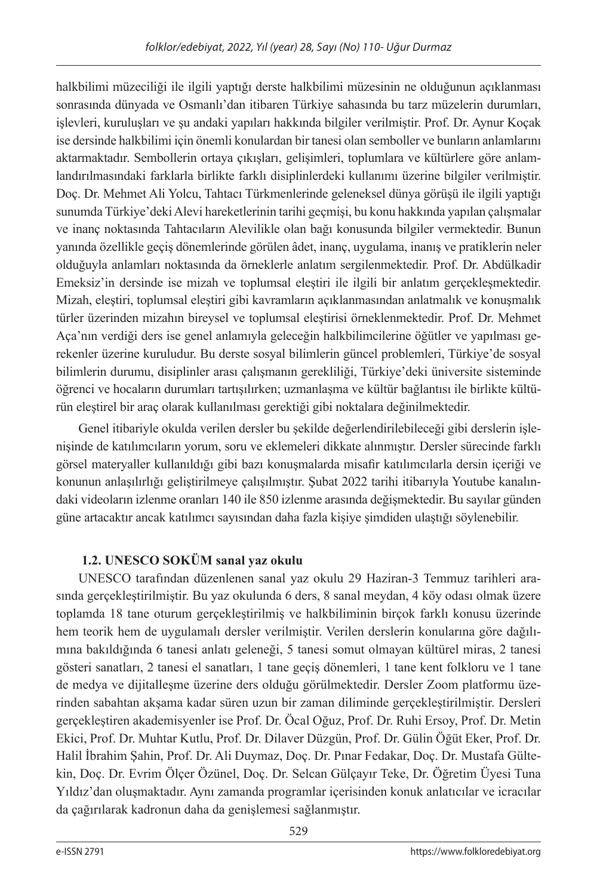halkbilimi müzeciliği ile ilgili yaptığı derste halkbilimi müzesinin ne olduğunun açıklanması sonrasında dünyada ve Osmanlı'dan itibaren Türkiye sahasında bu tarz müzelerin durumları, işlevleri, kuruluşları ve şu andaki yapıları hakkında bilgiler verilmiştir. Prof. Dr. Aynur Koçak ise dersinde halkbilimi için önemli konulardan bir tanesi olan semboller ve bunların anlamlarını aktarmaktadır. Sembollerin ortaya çıkışları, gelişimleri, toplumlara ve kültürlere göre anlamlandırılmasındaki farklarla birlikte farklı disiplinlerdeki kullanımı üzerine bilgiler verilmiştir. Doç. Dr. Mehmet Ali Yolcu, Tahtacı Türkmenlerinde geleneksel dünya görüşü ile ilgili yaptığı sunumda Türkiye'deki Alevi hareketlerinin tarihi geçmişi, bu konu hakkında yapılan çalışmalar ve inanç noktasında Tahtacıların Alevilikle olan bağı konusunda bilgiler vermektedir. Bunun yanında özellikle geçiş dönemlerinde görülen âdet, inanç, uygulama, inanış ve pratiklerin neler olduğuyla anlamları noktasında da örneklerle anlatım sergilenmektedir. Prof. Dr. Abdülkadir Emeksiz'in dersinde ise mizah ve toplumsal eleştiri ile ilgili bir anlatım gerçekleşmektedir. Mizah, eleştiri, toplumsal eleştiri gibi kavramların açıklanmasından anlatmalık ve konuşmalık türler üzerinden mizahın bireysel ve toplumsal eleştirisi örneklenmektedir. Prof. Dr. Mehmet Aça'nın verdiği ders ise genel anlamıyla geleceğin halkbilimcilerine öğütler ve yapılması gerekenler üzerine kuruludur. Bu derste sosyal bilimlerin güncel problemleri, Türkiye'de sosyal bilimlerin durumu, disiplinler arası çalışmanın gerekliliği, Türkiye'deki üniversite sisteminde öğrenci ve hocaların durumları tartışılırken; uzmanlaşma ve kültür bağlantısı ile birlikte kültürün eleştirel bir araç olarak kullanılması gerektiği gibi noktalara değinilmektedir.

Genel itibariyle okulda verilen dersler bu şekilde değerlendirilebileceği gibi derslerin işlenişinde de katılımcıların yorum, soru ve eklemeleri dikkate alınmıştır. Dersler sürecinde farklı görsel materyaller kullanıldığı gibi bazı konuşmalarda misafir katılımcılarla dersin içeriği ve konunun anlaşılırlığı geliştirilmeye çalışılmıştır. Şubat 2022 tarihi itibarıyla Youtube kanalındaki videoların izlenme oranları 140 ile 850 izlenme arasında değişmektedir. Bu sayılar günden güne artacaktır ancak katılımcı sayısından daha fazla kişiye şimdiden ulaştığı söylenebilir.

### 1.2. UNESCO SOKÜM sanal yaz okulu

UNESCO tarafından düzenlenen sanal yaz okulu 29 Haziran-3 Temmuz tarihleri arasında gerçekleştirilmiştir. Bu yaz okulunda 6 ders, 8 sanal meydan, 4 köy odası olmak üzere toplamda 18 tane oturum gerçekleştirilmiş ve halkbiliminin birçok farklı konusu üzerinde hem teorik hem de uygulamalı dersler verilmiştir. Verilen derslerin konularına göre dağılımına bakıldığında 6 tanesi anlatı geleneği, 5 tanesi somut olmayan kültürel miras, 2 tanesi gösteri sanatları, 2 tanesi el sanatları, 1 tane geçiş dönemleri, 1 tane kent folkloru ve 1 tane de medya ve dijitalleşme üzerine ders olduğu görülmektedir. Dersler Zoom platformu üzerinden sabahtan akşama kadar süren uzun bir zaman diliminde gerçekleştirilmiştir. Dersleri gerçekleştiren akademisyenler ise Prof. Dr. Öcal Oğuz, Prof. Dr. Ruhi Ersoy, Prof. Dr. Metin Ekici, Prof. Dr. Muhtar Kutlu, Prof. Dr. Dilaver Düzgün, Prof. Dr. Gülin Öğüt Eker, Prof. Dr. Halil İbrahim Şahin, Prof. Dr. Ali Duymaz, Doç. Dr. Pınar Fedakar, Doç. Dr. Mustafa Gültekin, Doç. Dr. Evrim Ölçer Özünel, Doç. Dr. Selcan Gülçayır Teke, Dr. Öğretim Üyesi Tuna Yıldız'dan oluşmaktadır. Aynı zamanda programlar içerisinden konuk anlatıcılar ve icracılar da çağırılarak kadronun daha da genişlemesi sağlanmıştır.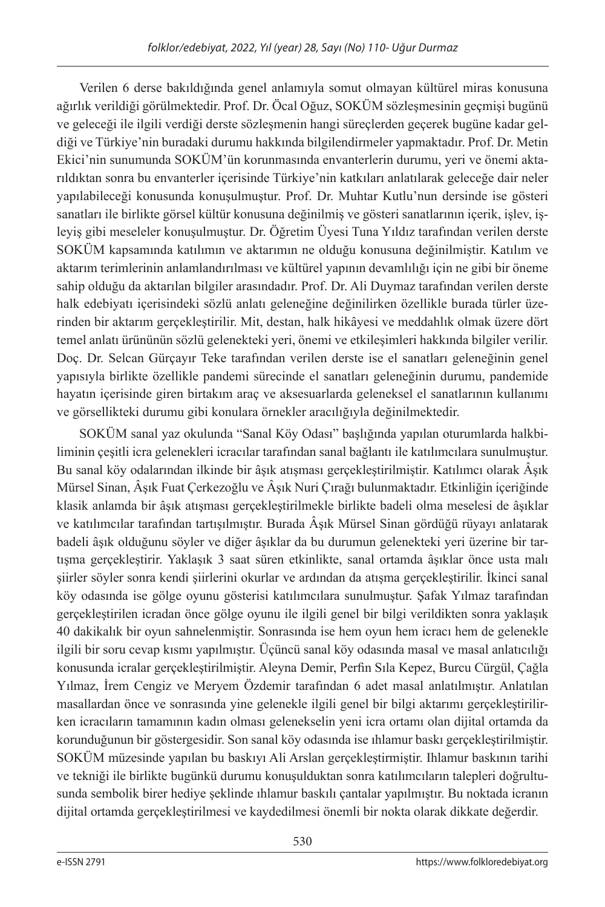Verilen 6 derse bakıldığında genel anlamıyla somut olmayan kültürel miras konusuna ağırlık verildiği görülmektedir. Prof. Dr. Öcal Oğuz, SOKÜM sözleşmesinin geçmişi bugünü ve geleceği ile ilgili verdiği derste sözleşmenin hangi süreçlerden geçerek bugüne kadar geldiği ve Türkiye'nin buradaki durumu hakkında bilgilendirmeler yapmaktadır. Prof. Dr. Metin Ekici'nin sunumunda SOKÜM'ün korunmasında envanterlerin durumu, yeri ve önemi aktarıldıktan sonra bu envanterler içerisinde Türkiye'nin katkıları anlatılarak geleceğe dair neler yapılabileceği konusunda konuşulmuştur. Prof. Dr. Muhtar Kutlu'nun dersinde ise gösteri sanatları ile birlikte görsel kültür konusuna değinilmiş ve gösteri sanatlarının içerik, işlev, işleyiş gibi meseleler konuşulmuştur. Dr. Öğretim Üyesi Tuna Yıldız tarafından verilen derste SOKÜM kapsamında katılımın ve aktarımın ne olduğu konusuna değinilmiştir. Katılım ve aktarım terimlerinin anlamlandırılması ve kültürel yapının devamlılığı için ne gibi bir öneme sahip olduğu da aktarılan bilgiler arasındadır. Prof. Dr. Ali Duymaz tarafından verilen derste halk edebiyatı içerisindeki sözlü anlatı geleneğine değinilirken özellikle burada türler üzerinden bir aktarım gerçekleştirilir. Mit, destan, halk hikâyesi ve meddahlık olmak üzere dört temel anlatı ürününün sözlü gelenekteki yeri, önemi ve etkileşimleri hakkında bilgiler verilir. Doç. Dr. Selcan Gürçayır Teke tarafından verilen derste ise el sanatları geleneğinin genel yapısıyla birlikte özellikle pandemi sürecinde el sanatları geleneğinin durumu, pandemide hayatın içerisinde giren birtakım araç ve aksesuarlarda geleneksel el sanatlarının kullanımı ve görsellikteki durumu gibi konulara örnekler aracılığıyla değinilmektedir.

SOKÜM sanal yaz okulunda "Sanal Köy Odası" başlığında yapılan oturumlarda halkbiliminin çeşitli icra gelenekleri icracılar tarafından sanal bağlantı ile katılımcılara sunulmuştur. Bu sanal köy odalarından ilkinde bir âşık atışması gerçekleştirilmiştir. Katılımcı olarak Âşık Mürsel Sinan, Âşık Fuat Çerkezoğlu ve Âşık Nuri Çırağı bulunmaktadır. Etkinliğin içeriğinde klasik anlamda bir âşık atışması gerçekleştirilmekle birlikte badeli olma meselesi de âşıklar ve katılımcılar tarafından tartışılmıştır. Burada Âşık Mürsel Sinan gördüğü rüyayı anlatarak badeli âşık olduğunu söyler ve diğer âşıklar da bu durumun gelenekteki yeri üzerine bir tartışma gerçekleştirir. Yaklaşık 3 saat süren etkinlikte, sanal ortamda âşıklar önce usta malı şiirler söyler sonra kendi şiirlerini okurlar ve ardından da atışma gerçekleştirilir. İkinci sanal köy odasında ise gölge oyunu gösterisi katılımcılara sunulmuştur. Şafak Yılmaz tarafından gerçekleştirilen icradan önce gölge oyunu ile ilgili genel bir bilgi verildikten sonra yaklaşık 40 dakikalık bir oyun sahnelenmiştir. Sonrasında ise hem oyun hem icracı hem de gelenekle ilgili bir soru cevap kısmı yapılmıştır. Üçüncü sanal köy odasında masal ve masal anlatıcılığı konusunda icralar gerçekleştirilmiştir. Aleyna Demir, Perfin Sıla Kepez, Burcu Cürgül, Çağla Yılmaz, İrem Cengiz ve Meryem Özdemir tarafından 6 adet masal anlatılmıştır. Anlatılan masallardan önce ve sonrasında yine gelenekle ilgili genel bir bilgi aktarımı gerçekleştirilirken icracıların tamamının kadın olması gelenekselin yeni icra ortamı olan dijital ortamda da korunduğunun bir göstergesidir. Son sanal köy odasında ise ıhlamur baskı gerçekleştirilmiştir. SOKÜM müzesinde yapılan bu baskıyı Ali Arslan gerçekleştirmiştir. Ihlamur baskının tarihi ve tekniği ile birlikte bugünkü durumu konuşulduktan sonra katılımcıların talepleri doğrultusunda sembolik birer hediye şeklinde ıhlamur baskılı çantalar yapılmıştır. Bu noktada icranın dijital ortamda gerçekleştirilmesi ve kaydedilmesi önemli bir nokta olarak dikkate değerdir.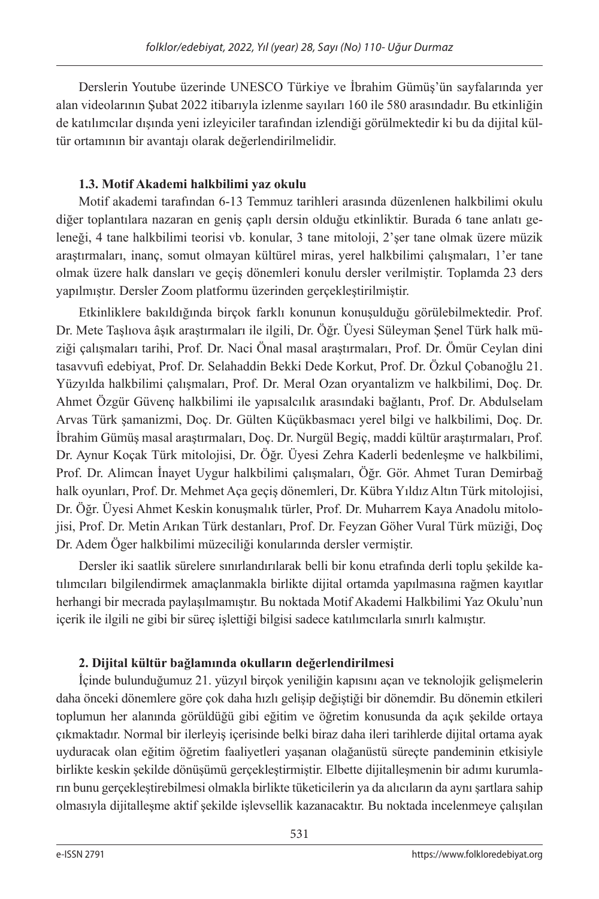Derslerin Youtube üzerinde UNESCO Türkiye ve İbrahim Gümüş'ün sayfalarında yer alan videolarının Şubat 2022 itibarıyla izlenme sayıları 160 ile 580 arasındadır. Bu etkinliğin de katılımcılar dışında yeni izleyiciler tarafından izlendiği görülmektedir ki bu da dijital kültür ortamının bir avantajı olarak değerlendirilmelidir.

### 1.3. Motif Akademi halkbilimi yaz okulu

Motif akademi tarafından 6-13 Temmuz tarihleri arasında düzenlenen halkbilimi okulu diğer toplantılara nazaran en geniş çaplı dersin olduğu etkinliktir. Burada 6 tane anlatı geleneği, 4 tane halkbilimi teorisi vb. konular, 3 tane mitoloji, 2'şer tane olmak üzere müzik araştırmaları, inanç, somut olmayan kültürel miras, yerel halkbilimi çalışmaları, 1'er tane olmak üzere halk dansları ve geçiş dönemleri konulu dersler verilmiştir. Toplamda 23 ders yapılmıştır. Dersler Zoom platformu üzerinden gerçekleştirilmiştir.

Etkinliklere bakıldığında birçok farklı konunun konuşulduğu görülebilmektedir. Prof. Dr. Mete Taşlıova âşık araştırmaları ile ilgili, Dr. Öğr. Üyesi Süleyman Şenel Türk halk müziği çalışmaları tarihi, Prof. Dr. Naci Önal masal araştırmaları, Prof. Dr. Ömür Ceylan dini tasavvufi edebiyat, Prof. Dr. Selahaddin Bekki Dede Korkut, Prof. Dr. Özkul Çobanoğlu 21. Yüzyılda halkbilimi çalışmaları, Prof. Dr. Meral Ozan oryantalizm ve halkbilimi, Doç. Dr. Ahmet Özgür Güvenç halkbilimi ile yapısalcılık arasındaki bağlantı, Prof. Dr. Abdulselam Arvas Türk şamanizmi, Doç. Dr. Gülten Küçükbasmacı yerel bilgi ve halkbilimi, Doç. Dr. İbrahim Gümüş masal araştırmaları, Doç. Dr. Nurgül Begiç, maddi kültür araştırmaları, Prof. Dr. Aynur Koçak Türk mitolojisi, Dr. Öğr. Üyesi Zehra Kaderli bedenleşme ve halkbilimi, Prof. Dr. Alimcan İnayet Uygur halkbilimi çalışmaları, Öğr. Gör. Ahmet Turan Demirbağ halk oyunları, Prof. Dr. Mehmet Aça geçiş dönemleri, Dr. Kübra Yıldız Altın Türk mitolojisi, Dr. Öğr. Üyesi Ahmet Keskin konuşmalık türler, Prof. Dr. Muharrem Kaya Anadolu mitolojisi, Prof. Dr. Metin Arıkan Türk destanları, Prof. Dr. Feyzan Göher Vural Türk müziği, Doç Dr. Adem Öger halkbilimi müzeciliği konularında dersler vermiştir.

Dersler iki saatlik sürelere sınırlandırılarak belli bir konu etrafında derli toplu şekilde katılımcıları bilgilendirmek amaçlanmakla birlikte dijital ortamda yapılmasına rağmen kayıtlar herhangi bir mecrada paylaşılmamıştır. Bu noktada Motif Akademi Halkbilimi Yaz Okulu'nun içerik ile ilgili ne gibi bir süreç işlettiği bilgisi sadece katılımcılarla sınırlı kalmıştır.

## 2. Dijital kültür bağlamında okulların değerlendirilmesi

İçinde bulunduğumuz 21. yüzyıl birçok yeniliğin kapısını açan ve teknolojik gelişmelerin daha önceki dönemlere göre çok daha hızlı gelişip değiştiği bir dönemdir. Bu dönemin etkileri toplumun her alanında görüldüğü gibi eğitim ve öğretim konusunda da açık şekilde ortaya çıkmaktadır. Normal bir ilerleyiş içerisinde belki biraz daha ileri tarihlerde dijital ortama ayak uyduracak olan eğitim öğretim faaliyetleri yaşanan olağanüstü süreçte pandeminin etkisiyle birlikte keskin şekilde dönüşümü gerçekleştirmiştir. Elbette dijitalleşmenin bir adımı kurumların bunu gerçekleştirebilmesi olmakla birlikte tüketicilerin ya da alıcıların da aynı şartlara sahip olmasıyla dijitalleşme aktif şekilde işlevsellik kazanacaktır. Bu noktada incelenmeye çalışılan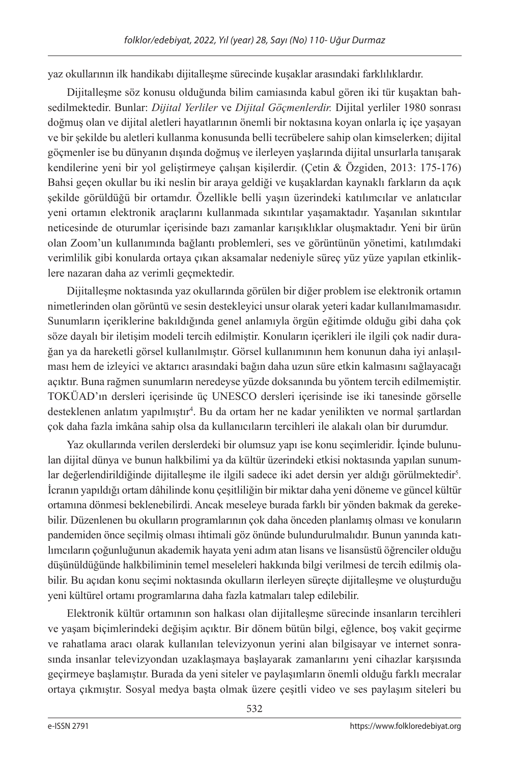yaz okullarının ilk handikabı dijitalleşme sürecinde kuşaklar arasındaki farklılıklardır.

Dijitalleşme söz konusu olduğunda bilim camiasında kabul gören iki tür kuşaktan bahsedilmektedir. Bunlar: *Dijital Yerliler* ve *Dijital Göçmenlerdir.* Dijital yerliler 1980 sonrası doğmuş olan ve dijital aletleri hayatlarının önemli bir noktasına koyan onlarla iç içe yaşayan ve bir şekilde bu aletleri kullanma konusunda belli tecrübelere sahip olan kimselerken; dijital göçmenler ise bu dünyanın dışında doğmuş ve ilerleyen yaşlarında dijital unsurlarla tanışarak kendilerine yeni bir yol geliştirmeye çalışan kişilerdir. (Çetin & Özgiden, 2013: 175-176) Bahsi geçen okullar bu iki neslin bir araya geldiği ve kuşaklardan kaynaklı farkların da açık şekilde görüldüğü bir ortamdır. Özellikle belli yaşın üzerindeki katılımcılar ve anlatıcılar yeni ortamın elektronik araçlarını kullanmada sıkıntılar yaşamaktadır. Yaşanılan sıkıntılar neticesinde de oturumlar içerisinde bazı zamanlar karışıklıklar oluşmaktadır. Yeni bir ürün olan Zoom'un kullanımında bağlantı problemleri, ses ve görüntünün yönetimi, katılımdaki verimlilik gibi konularda ortaya çıkan aksamalar nedeniyle süreç yüz yüze yapılan etkinliklere nazaran daha az verimli geçmektedir.

Dijitalleşme noktasında yaz okullarında görülen bir diğer problem ise elektronik ortamın nimetlerinden olan görüntü ve sesin destekleyici unsur olarak yeteri kadar kullanılmamasıdır. Sunumların içeriklerine bakıldığında genel anlamıyla örgün eğitimde olduğu gibi daha çok söze dayalı bir iletişim modeli tercih edilmiştir. Konuların içerikleri ile ilgili çok nadir durağan ya da hareketli görsel kullanılmıştır. Görsel kullanımının hem konunun daha iyi anlaşılması hem de izleyici ve aktarıcı arasındaki bağın daha uzun süre etkin kalmasını sağlayacağı açıktır. Buna rağmen sunumların neredeyse yüzde doksanında bu yöntem tercih edilmemiştir. TOKÜAD'ın dersleri içerisinde üç UNESCO dersleri içerisinde ise iki tanesinde görselle desteklenen anlatım yapılmıştır[4]. Bu da ortam her ne kadar yenilikten ve normal şartlardan çok daha fazla imkâna sahip olsa da kullanıcıların tercihleri ile alakalı olan bir durumdur.

Yaz okullarında verilen derslerdeki bir olumsuz yapı ise konu seçimleridir. İçinde bulunulan dijital dünya ve bunun halkbilimi ya da kültür üzerindeki etkisi noktasında yapılan sunumlar değerlendirildiğinde dijitalleşme ile ilgili sadece iki adet dersin yer aldığı görülmektedir[5]. İcranın yapıldığı ortam dâhilinde konu çeşitliliğin bir miktar daha yeni döneme ve güncel kültür ortamına dönmesi beklenebilirdi. Ancak meseleye burada farklı bir yönden bakmak da gerekebilir. Düzenlenen bu okulların programlarının çok daha önceden planlamış olması ve konuların pandemiden önce seçilmiş olması ihtimali göz önünde bulundurulmalıdır. Bunun yanında katılımcıların çoğunluğunun akademik hayata yeni adım atan lisans ve lisansüstü öğrenciler olduğu düşünüldüğünde halkbiliminin temel meseleleri hakkında bilgi verilmesi de tercih edilmiş olabilir. Bu açıdan konu seçimi noktasında okulların ilerleyen süreçte dijitalleşme ve oluşturduğu yeni kültürel ortamı programlarına daha fazla katmaları talep edilebilir.

Elektronik kültür ortamının son halkası olan dijitalleşme sürecinde insanların tercihleri ve yaşam biçimlerindeki değişim açıktır. Bir dönem bütün bilgi, eğlence, boş vakit geçirme ve rahatlama aracı olarak kullanılan televizyonun yerini alan bilgisayar ve internet sonrasında insanlar televizyondan uzaklaşmaya başlayarak zamanlarını yeni cihazlar karşısında geçirmeye başlamıştır. Burada da yeni siteler ve paylaşımların önemli olduğu farklı mecralar ortaya çıkmıştır. Sosyal medya başta olmak üzere çeşitli video ve ses paylaşım siteleri bu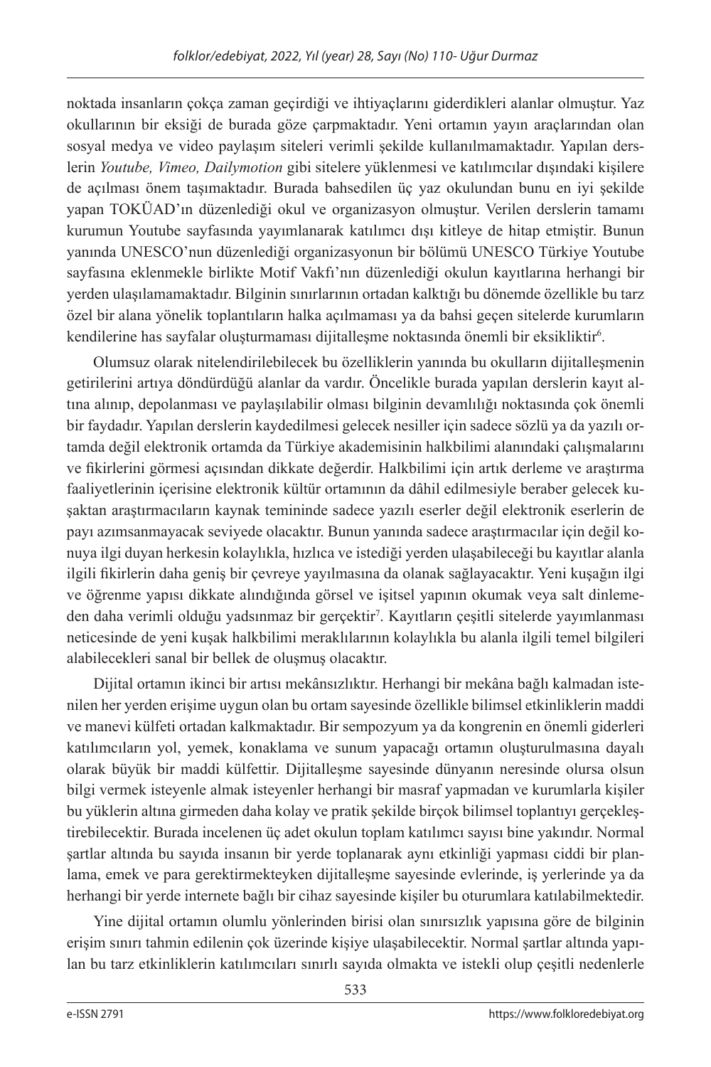noktada insanların çokça zaman geçirdiği ve ihtiyaçlarını giderdikleri alanlar olmuştur. Yaz okullarının bir eksiği de burada göze çarpmaktadır. Yeni ortamın yayın araçlarından olan sosyal medya ve video paylaşım siteleri verimli şekilde kullanılmamaktadır. Yapılan derslerin *Youtube, Vimeo, Dailymotion* gibi sitelere yüklenmesi ve katılımcılar dışındaki kişilere de açılması önem taşımaktadır. Burada bahsedilen üç yaz okulundan bunu en iyi şekilde yapan TOKÜAD'ın düzenlediği okul ve organizasyon olmuştur. Verilen derslerin tamamı kurumun Youtube sayfasında yayımlanarak katılımcı dışı kitleye de hitap etmiştir. Bunun yanında UNESCO'nun düzenlediği organizasyonun bir bölümü UNESCO Türkiye Youtube sayfasına eklenmekle birlikte Motif Vakfı'nın düzenlediği okulun kayıtlarına herhangi bir yerden ulaşılamamaktadır. Bilginin sınırlarının ortadan kalktığı bu dönemde özellikle bu tarz özel bir alana yönelik toplantıların halka açılmaması ya da bahsi geçen sitelerde kurumların kendilerine has sayfalar oluşturmaması dijitalleşme noktasında önemli bir eksikliktir[6].

Olumsuz olarak nitelendirilebilecek bu özelliklerin yanında bu okulların dijitalleşmenin getirilerini artıya döndürdüğü alanlar da vardır. Öncelikle burada yapılan derslerin kayıt altına alınıp, depolanması ve paylaşılabilir olması bilginin devamlılığı noktasında çok önemli bir faydadır. Yapılan derslerin kaydedilmesi gelecek nesiller için sadece sözlü ya da yazılı ortamda değil elektronik ortamda da Türkiye akademisinin halkbilimi alanındaki çalışmalarını ve fikirlerini görmesi açısından dikkate değerdir. Halkbilimi için artık derleme ve araştırma faaliyetlerinin içerisine elektronik kültür ortamının da dâhil edilmesiyle beraber gelecek kuşaktan araştırmacıların kaynak temininde sadece yazılı eserler değil elektronik eserlerin de payı azımsanmayacak seviyede olacaktır. Bunun yanında sadece araştırmacılar için değil konuya ilgi duyan herkesin kolaylıkla, hızlıca ve istediği yerden ulaşabileceği bu kayıtlar alanla ilgili fikirlerin daha geniş bir çevreye yayılmasına da olanak sağlayacaktır. Yeni kuşağın ilgi ve öğrenme yapısı dikkate alındığında görsel ve işitsel yapının okumak veya salt dinlemeden daha verimli olduğu yadsınmaz bir gerçektir[7]. Kayıtların çeşitli sitelerde yayımlanması neticesinde de yeni kuşak halkbilimi meraklılarının kolaylıkla bu alanla ilgili temel bilgileri alabilecekleri sanal bir bellek de oluşmuş olacaktır.

Dijital ortamın ikinci bir artısı mekânsızlıktır. Herhangi bir mekâna bağlı kalmadan istenilen her yerden erişime uygun olan bu ortam sayesinde özellikle bilimsel etkinliklerin maddi ve manevi külfeti ortadan kalkmaktadır. Bir sempozyum ya da kongrenin en önemli giderleri katılımcıların yol, yemek, konaklama ve sunum yapacağı ortamın oluşturulmasına dayalı olarak büyük bir maddi külfettir. Dijitalleşme sayesinde dünyanın neresinde olursa olsun bilgi vermek isteyenle almak isteyenler herhangi bir masraf yapmadan ve kurumlarla kişiler bu yüklerin altına girmeden daha kolay ve pratik şekilde birçok bilimsel toplantıyı gerçekleştirebilecektir. Burada incelenen üç adet okulun toplam katılımcı sayısı bine yakındır. Normal şartlar altında bu sayıda insanın bir yerde toplanarak aynı etkinliği yapması ciddi bir planlama, emek ve para gerektirmekteyken dijitalleşme sayesinde evlerinde, iş yerlerinde ya da herhangi bir yerde internete bağlı bir cihaz sayesinde kişiler bu oturumlara katılabilmektedir.

Yine dijital ortamın olumlu yönlerinden birisi olan sınırsızlık yapısına göre de bilginin erişim sınırı tahmin edilenin çok üzerinde kişiye ulaşabilecektir. Normal şartlar altında yapılan bu tarz etkinliklerin katılımcıları sınırlı sayıda olmakta ve istekli olup çeşitli nedenlerle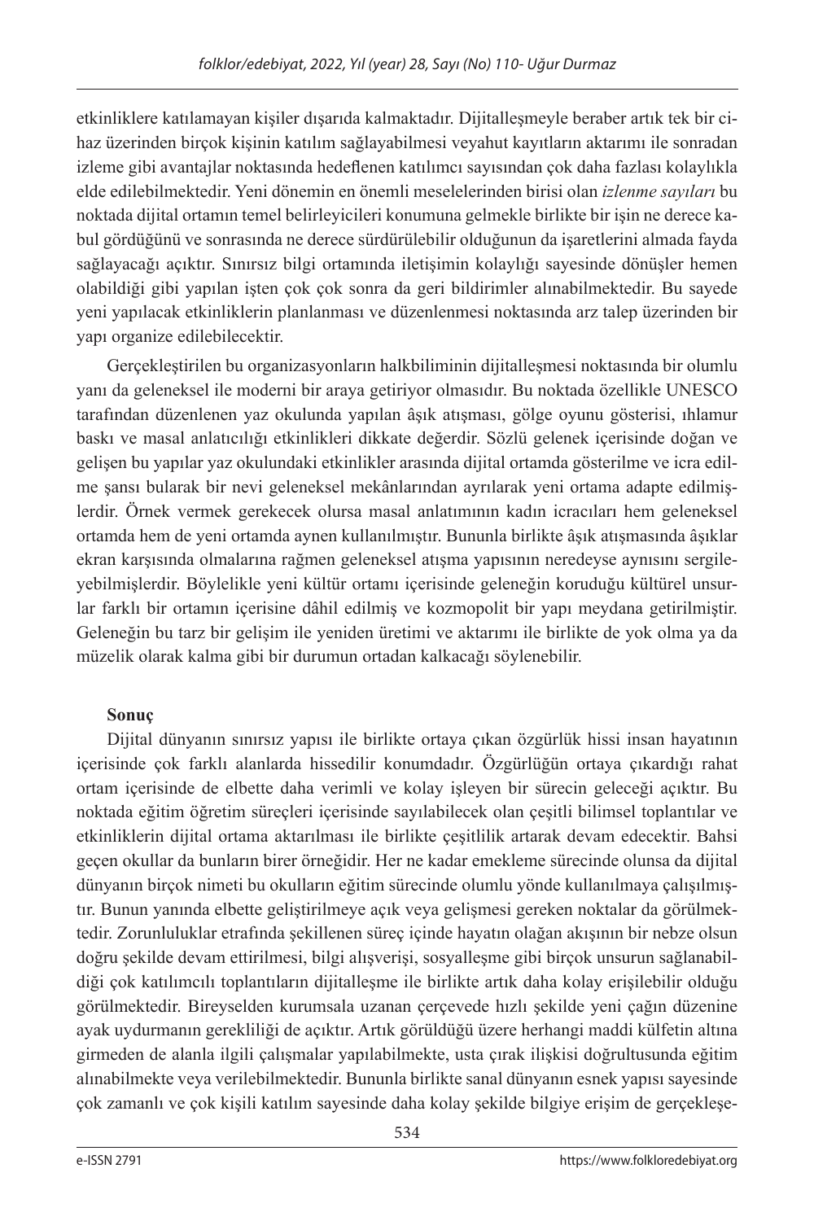etkinliklere katılamayan kişiler dışarıda kalmaktadır. Dijitalleşmeyle beraber artık tek bir cihaz üzerinden birçok kişinin katılım sağlayabilmesi veyahut kayıtların aktarımı ile sonradan izleme gibi avantajlar noktasında hedeflenen katılımcı sayısından çok daha fazlası kolaylıkla elde edilebilmektedir. Yeni dönemin en önemli meselelerinden birisi olan *izlenme sayıları* bu noktada dijital ortamın temel belirleyicileri konumuna gelmekle birlikte bir işin ne derece kabul gördüğünü ve sonrasında ne derece sürdürülebilir olduğunun da işaretlerini almada fayda sağlayacağı açıktır. Sınırsız bilgi ortamında iletişimin kolaylığı sayesinde dönüşler hemen olabildiği gibi yapılan işten çok çok sonra da geri bildirimler alınabilmektedir. Bu sayede yeni yapılacak etkinliklerin planlanması ve düzenlenmesi noktasında arz talep üzerinden bir yapı organize edilebilecektir.

Gerçekleştirilen bu organizasyonların halkbiliminin dijitalleşmesi noktasında bir olumlu yanı da geleneksel ile moderni bir araya getiriyor olmasıdır. Bu noktada özellikle UNESCO tarafından düzenlenen yaz okulunda yapılan âşık atışması, gölge oyunu gösterisi, ıhlamur baskı ve masal anlatıcılığı etkinlikleri dikkate değerdir. Sözlü gelenek içerisinde doğan ve gelişen bu yapılar yaz okulundaki etkinlikler arasında dijital ortamda gösterilme ve icra edilme şansı bularak bir nevi geleneksel mekânlarından ayrılarak yeni ortama adapte edilmişlerdir. Örnek vermek gerekecek olursa masal anlatımının kadın icracıları hem geleneksel ortamda hem de yeni ortamda aynen kullanılmıştır. Bununla birlikte âşık atışmasında âşıklar ekran karşısında olmalarına rağmen geleneksel atışma yapısının neredeyse aynısını sergileyebilmişlerdir. Böylelikle yeni kültür ortamı içerisinde geleneğin koruduğu kültürel unsurlar farklı bir ortamın içerisine dâhil edilmiş ve kozmopolit bir yapı meydana getirilmiştir. Geleneğin bu tarz bir gelişim ile yeniden üretimi ve aktarımı ile birlikte de yok olma ya da müzelik olarak kalma gibi bir durumun ortadan kalkacağı söylenebilir.

**Sonuç**

Dijital dünyanın sınırsız yapısı ile birlikte ortaya çıkan özgürlük hissi insan hayatının içerisinde çok farklı alanlarda hissedilir konumdadır. Özgürlüğün ortaya çıkardığı rahat ortam içerisinde de elbette daha verimli ve kolay işleyen bir sürecin geleceği açıktır. Bu noktada eğitim öğretim süreçleri içerisinde sayılabilecek olan çeşitli bilimsel toplantılar ve etkinliklerin dijital ortama aktarılması ile birlikte çeşitlilik artarak devam edecektir. Bahsi geçen okullar da bunların birer örneğidir. Her ne kadar emekleme sürecinde olunsa da dijital dünyanın birçok nimeti bu okulların eğitim sürecinde olumlu yönde kullanılmaya çalışılmıştır. Bunun yanında elbette geliştirilmeye açık veya gelişmesi gereken noktalar da görülmektedir. Zorunluluklar etrafında şekillenen süreç içinde hayatın olağan akışının bir nebze olsun doğru şekilde devam ettirilmesi, bilgi alışverişi, sosyalleşme gibi birçok unsurun sağlanabildiği çok katılımcılı toplantıların dijitalleşme ile birlikte artık daha kolay erişilebilir olduğu görülmektedir. Bireyselden kurumsala uzanan çerçevede hızlı şekilde yeni çağın düzenine ayak uydurmanın gerekliliği de açıktır. Artık görüldüğü üzere herhangi maddi külfetin altına girmeden de alanla ilgili çalışmalar yapılabilmekte, usta çırak ilişkisi doğrultusunda eğitim alınabilmekte veya verilebilmektedir. Bununla birlikte sanal dünyanın esnek yapısı sayesinde çok zamanlı ve çok kişili katılım sayesinde daha kolay şekilde bilgiye erişim de gerçekleşe-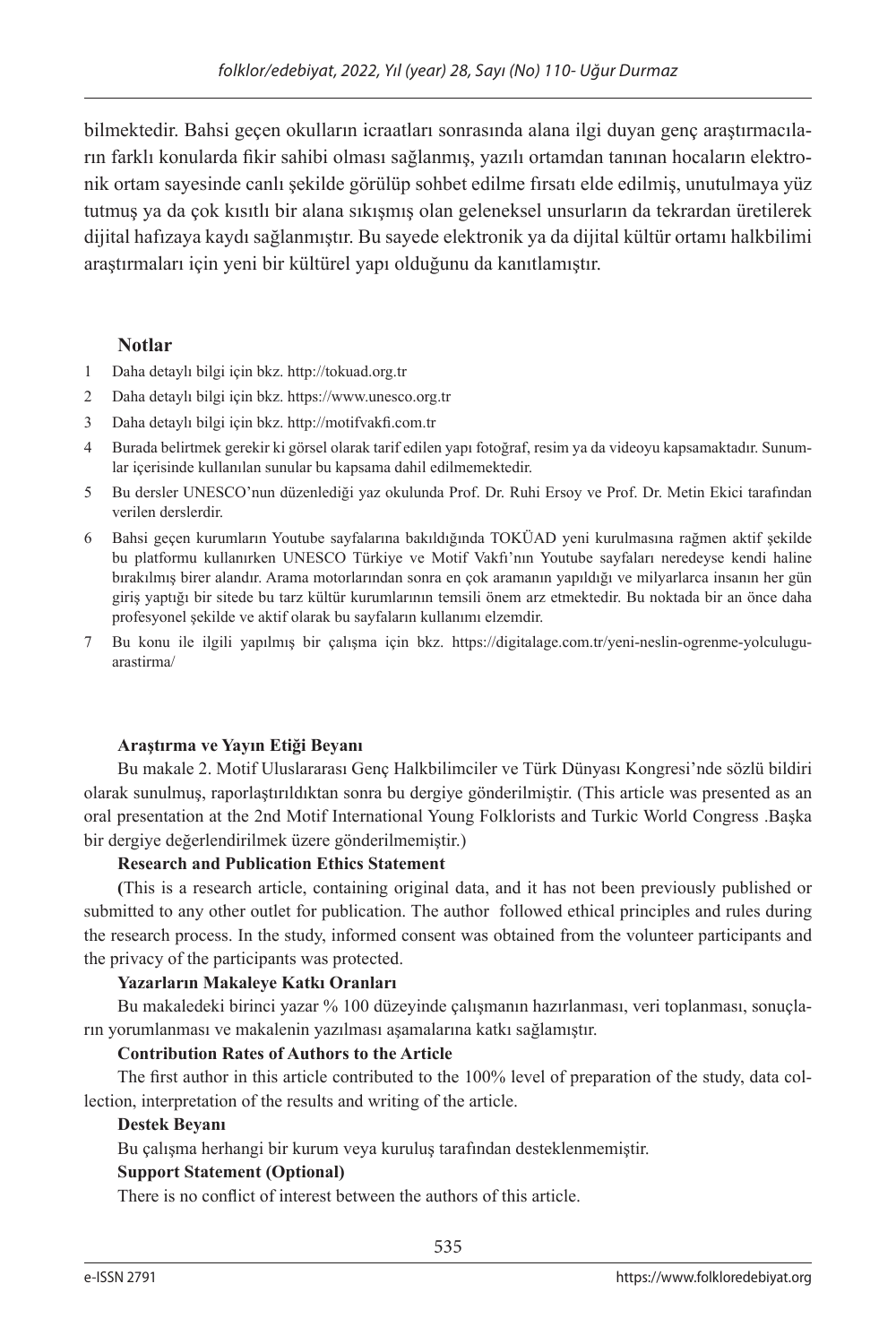bilmektedir. Bahsi geçen okulların icraatları sonrasında alana ilgi duyan genç araştırmacıların farklı konularda fikir sahibi olması sağlanmış, yazılı ortamdan tanınan hocaların elektronik ortam sayesinde canlı şekilde görülüp sohbet edilme fırsatı elde edilmiş, unutulmaya yüz tutmuş ya da çok kısıtlı bir alana sıkışmış olan geleneksel unsurların da tekrardan üretilerek dijital hafızaya kaydı sağlanmıştır. Bu sayede elektronik ya da dijital kültür ortamı halkbilimi araştırmaları için yeni bir kültürel yapı olduğunu da kanıtlamıştır.

## Notlar

1. Daha detaylı bilgi için bkz. http://tokuad.org.tr
2. Daha detaylı bilgi için bkz. https://www.unesco.org.tr
3. Daha detaylı bilgi için bkz. http://motifvakfi.com.tr
4. Burada belirtmek gerekir ki görsel olarak tarif edilen yapı fotoğraf, resim ya da videoyu kapsamaktadır. Sunumlar içerisinde kullanılan sunular bu kapsama dahil edilmemektedir.
5. Bu dersler UNESCO'nun düzenlediği yaz okulunda Prof. Dr. Ruhi Ersoy ve Prof. Dr. Metin Ekici tarafından verilen derslerdir.
6. Bahsi geçen kurumların Youtube sayfalarına bakıldığında TOKÜAD yeni kurulmasına rağmen aktif şekilde bu platformu kullanırken UNESCO Türkiye ve Motif Vakfı'nın Youtube sayfaları neredeyse kendi haline bırakılmış birer alandır. Arama motorlarından sonra en çok aramanın yapıldığı ve milyarlarca insanın her gün giriş yaptığı bir sitede bu tarz kültür kurumlarının temsili önem arz etmektedir. Bu noktada bir an önce daha profesyonel şekilde ve aktif olarak bu sayfaların kullanımı elzemdir.
7. Bu konu ile ilgili yapılmış bir çalışma için bkz. https://digitalage.com.tr/yeni-neslin-ogrenme-yolculugu-arastirma/

**Araştırma ve Yayın Etiği Beyanı**

Bu makale 2. Motif Uluslararası Genç Halkbilimciler ve Türk Dünyası Kongresi'nde sözlü bildiri olarak sunulmuş, raporlaştırıldıktan sonra bu dergiye gönderilmiştir. (This article was presented as an oral presentation at the 2nd Motif International Young Folklorists and Turkic World Congress .Başka bir dergiye değerlendirilmek üzere gönderilmemiştir.)

**Research and Publication Ethics Statement**

(This is a research article, containing original data, and it has not been previously published or submitted to any other outlet for publication. The author followed ethical principles and rules during the research process. In the study, informed consent was obtained from the volunteer participants and the privacy of the participants was protected.

**Yazarların Makaleye Katkı Oranları**

Bu makaledeki birinci yazar % 100 düzeyinde çalışmanın hazırlanması, veri toplanması, sonuçların yorumlanması ve makalenin yazılması aşamalarına katkı sağlamıştır.

**Contribution Rates of Authors to the Article**

The first author in this article contributed to the 100% level of preparation of the study, data collection, interpretation of the results and writing of the article.

**Destek Beyanı**

Bu çalışma herhangi bir kurum veya kuruluş tarafından desteklenmemiştir.

**Support Statement (Optional)**

There is no conflict of interest between the authors of this article.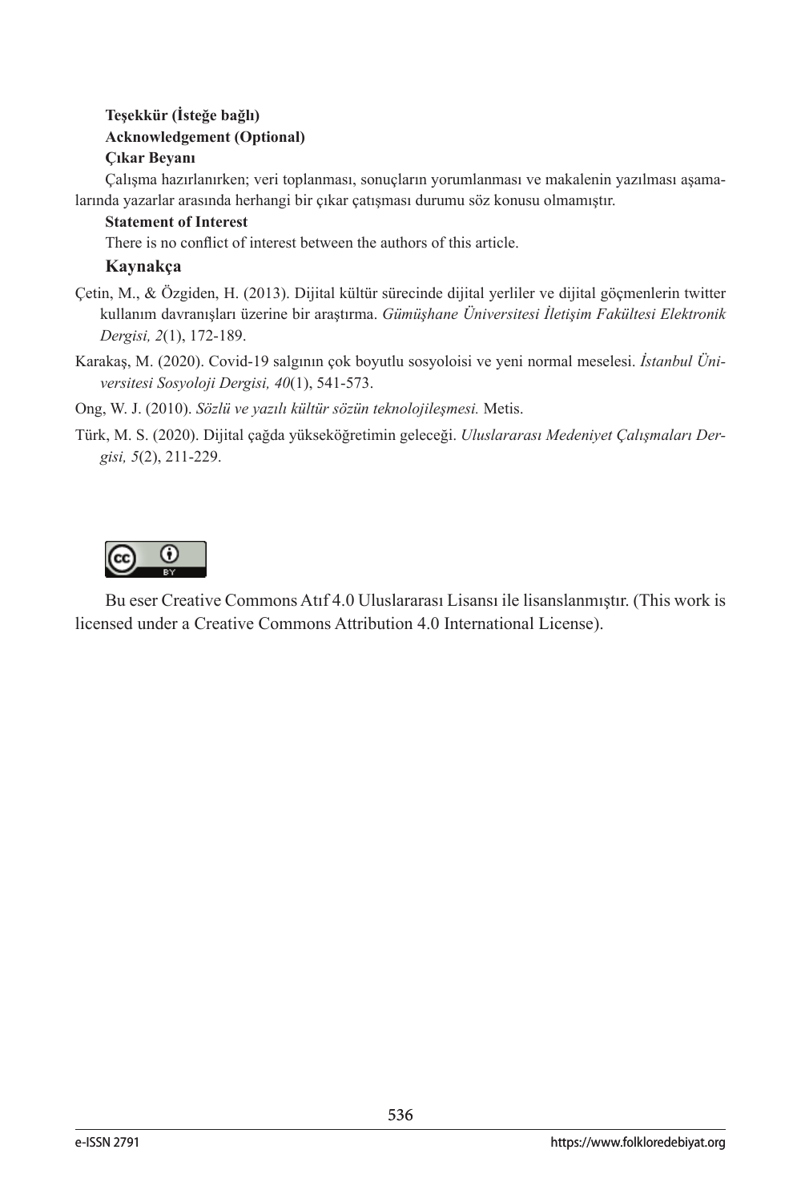**Teşekkür (İsteğe bağlı)**

**Acknowledgement (Optional)**

**Çıkar Beyanı**

Çalışma hazırlanırken; veri toplanması, sonuçların yorumlanması ve makalenin yazılması aşamalarında yazarlar arasında herhangi bir çıkar çatışması durumu söz konusu olmamıştır.

**Statement of Interest**

There is no conflict of interest between the authors of this article.

## Kaynakça

Çetin, M., & Özgiden, H. (2013). Dijital kültür sürecinde dijital yerliler ve dijital göçmenlerin twitter kullanım davranışları üzerine bir araştırma. *Gümüşhane Üniversitesi İletişim Fakültesi Elektronik Dergisi, 2*(1), 172-189.

Karakaş, M. (2020). Covid-19 salgının çok boyutlu sosyoloisi ve yeni normal meselesi. *İstanbul Üniversitesi Sosyoloji Dergisi, 40*(1), 541-573.

Ong, W. J. (2010). *Sözlü ve yazılı kültür sözün teknolojileşmesi.* Metis.

Türk, M. S. (2020). Dijital çağda yükseköğretimin geleceği. *Uluslararası Medeniyet Çalışmaları Dergisi, 5*(2), 211-229.

Bu eser Creative Commons Atıf 4.0 Uluslararası Lisansı ile lisanslanmıştır. (This work is licensed under a Creative Commons Attribution 4.0 International License).